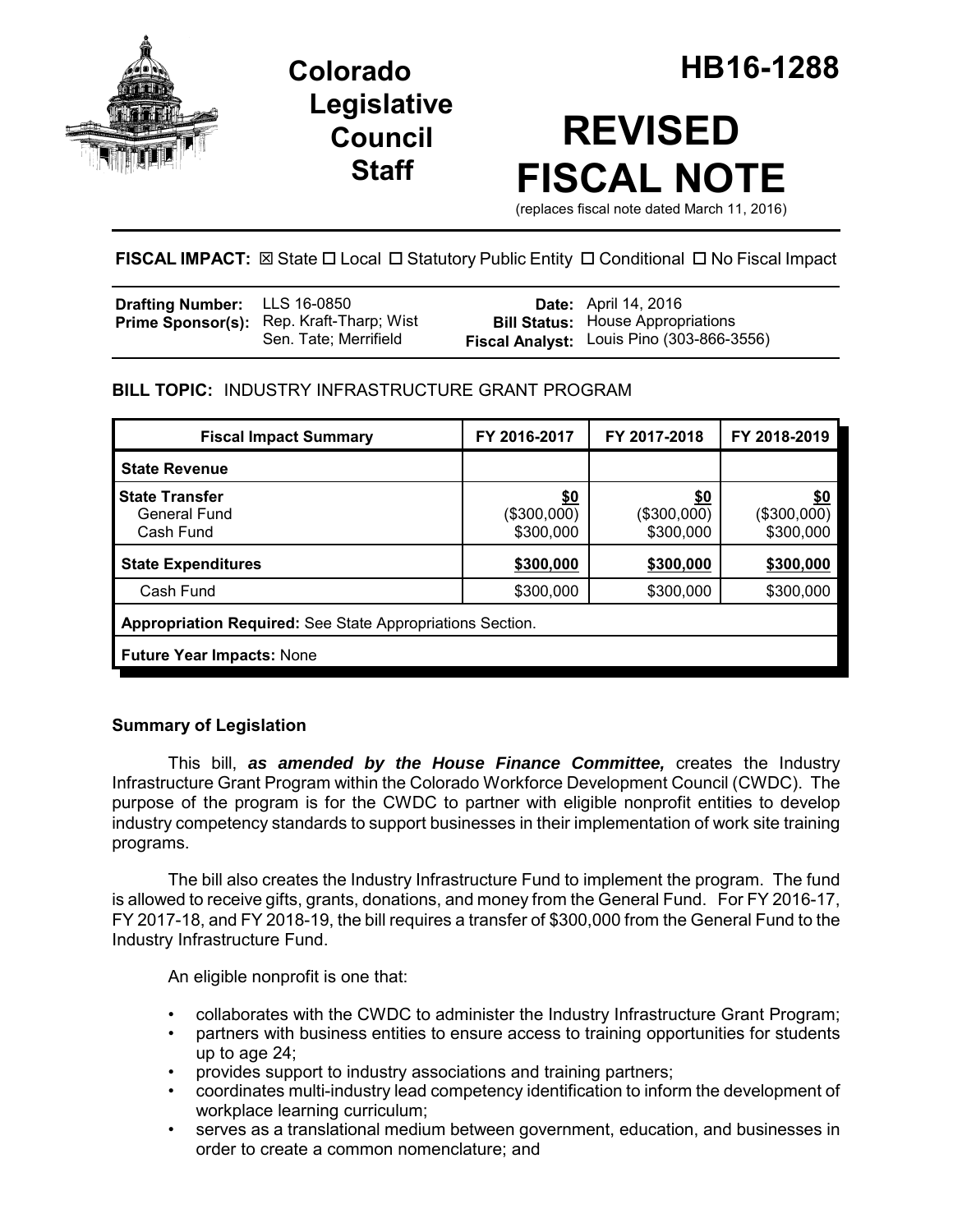# Colorado Legislative Council Staff

# HB16-1288

# REVISED FISCAL NOTE

(replaces fiscal note dated March 11, 2016)

**FISCAL IMPACT:** ☒ State ☐ Local ☐ Statutory Public Entity ☐ Conditional ☐ No Fiscal Impact

| | | | |
|---|---|---|---|
| **Drafting Number:** | LLS 16-0850 | **Date:** | April 14, 2016 |
| **Prime Sponsor(s):** | Rep. Kraft-Tharp; Wist<br>Sen. Tate; Merrifield | **Bill Status:** | House Appropriations |
| | | **Fiscal Analyst:** | Louis Pino (303-866-3556) |

**BILL TOPIC:** INDUSTRY INFRASTRUCTURE GRANT PROGRAM

| Fiscal Impact Summary | FY 2016-2017 | FY 2017-2018 | FY 2018-2019 |
|---|---|---|---|
| **State Revenue** | | | |
| **State Transfer** | **$0** | **$0** | **$0** |
| General Fund | ($300,000) | ($300,000) | ($300,000) |
| Cash Fund | $300,000 | $300,000 | $300,000 |
| **State Expenditures** | **$300,000** | **$300,000** | **$300,000** |
| Cash Fund | $300,000 | $300,000 | $300,000 |
| **Appropriation Required:** See State Appropriations Section. | | | |
| **Future Year Impacts:** None | | | |

### Summary of Legislation

This bill, ***as amended by the House Finance Committee,*** creates the Industry Infrastructure Grant Program within the Colorado Workforce Development Council (CWDC). The purpose of the program is for the CWDC to partner with eligible nonprofit entities to develop industry competency standards to support businesses in their implementation of work site training programs.

The bill also creates the Industry Infrastructure Fund to implement the program. The fund is allowed to receive gifts, grants, donations, and money from the General Fund. For FY 2016-17, FY 2017-18, and FY 2018-19, the bill requires a transfer of $300,000 from the General Fund to the Industry Infrastructure Fund.

An eligible nonprofit is one that:

- collaborates with the CWDC to administer the Industry Infrastructure Grant Program;
- partners with business entities to ensure access to training opportunities for students up to age 24;
- provides support to industry associations and training partners;
- coordinates multi-industry lead competency identification to inform the development of workplace learning curriculum;
- serves as a translational medium between government, education, and businesses in order to create a common nomenclature; and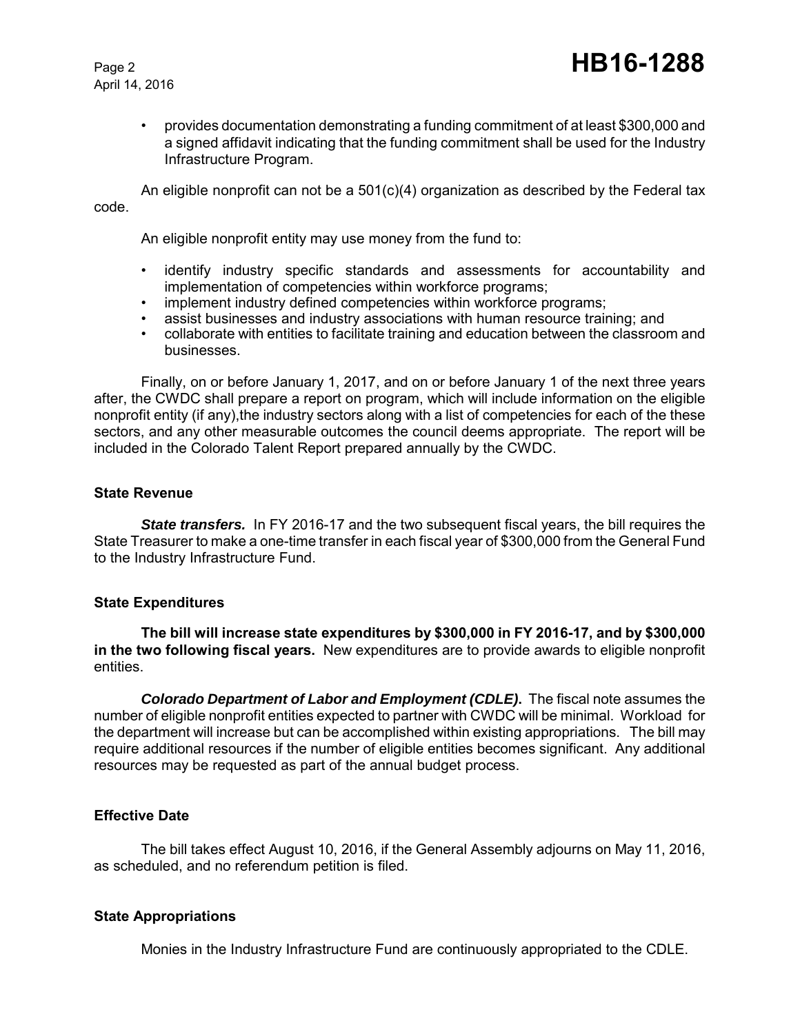- provides documentation demonstrating a funding commitment of at least $300,000 and a signed affidavit indicating that the funding commitment shall be used for the Industry Infrastructure Program.

An eligible nonprofit can not be a 501(c)(4) organization as described by the Federal tax code.

An eligible nonprofit entity may use money from the fund to:

- identify industry specific standards and assessments for accountability and implementation of competencies within workforce programs;
- implement industry defined competencies within workforce programs;
- assist businesses and industry associations with human resource training; and
- collaborate with entities to facilitate training and education between the classroom and businesses.

Finally, on or before January 1, 2017, and on or before January 1 of the next three years after, the CWDC shall prepare a report on program, which will include information on the eligible nonprofit entity (if any),the industry sectors along with a list of competencies for each of the these sectors, and any other measurable outcomes the council deems appropriate. The report will be included in the Colorado Talent Report prepared annually by the CWDC.

### State Revenue

***State transfers.*** In FY 2016-17 and the two subsequent fiscal years, the bill requires the State Treasurer to make a one-time transfer in each fiscal year of $300,000 from the General Fund to the Industry Infrastructure Fund.

### State Expenditures

**The bill will increase state expenditures by $300,000 in FY 2016-17, and by $300,000 in the two following fiscal years.** New expenditures are to provide awards to eligible nonprofit entities.

***Colorado Department of Labor and Employment (CDLE).*** The fiscal note assumes the number of eligible nonprofit entities expected to partner with CWDC will be minimal. Workload for the department will increase but can be accomplished within existing appropriations. The bill may require additional resources if the number of eligible entities becomes significant. Any additional resources may be requested as part of the annual budget process.

### Effective Date

The bill takes effect August 10, 2016, if the General Assembly adjourns on May 11, 2016, as scheduled, and no referendum petition is filed.

### State Appropriations

Monies in the Industry Infrastructure Fund are continuously appropriated to the CDLE.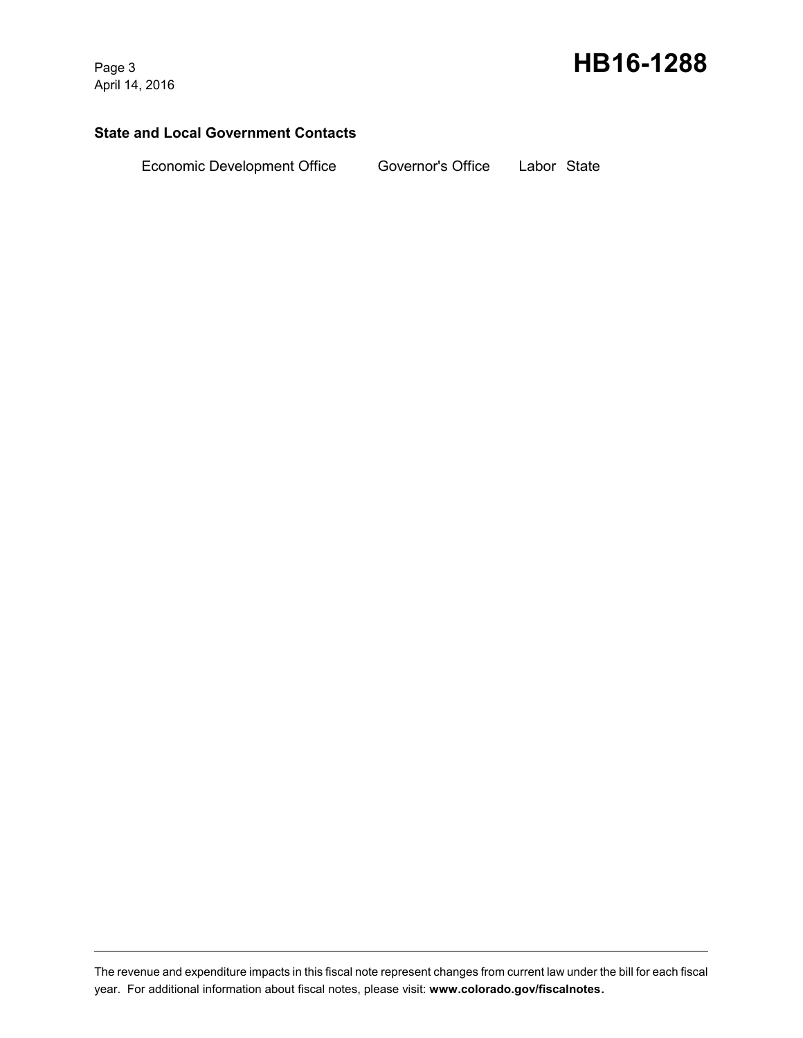**State and Local Government Contacts**

Economic Development Office    Governor's Office    Labor    State

The revenue and expenditure impacts in this fiscal note represent changes from current law under the bill for each fiscal year. For additional information about fiscal notes, please visit: **www.colorado.gov/fiscalnotes.**